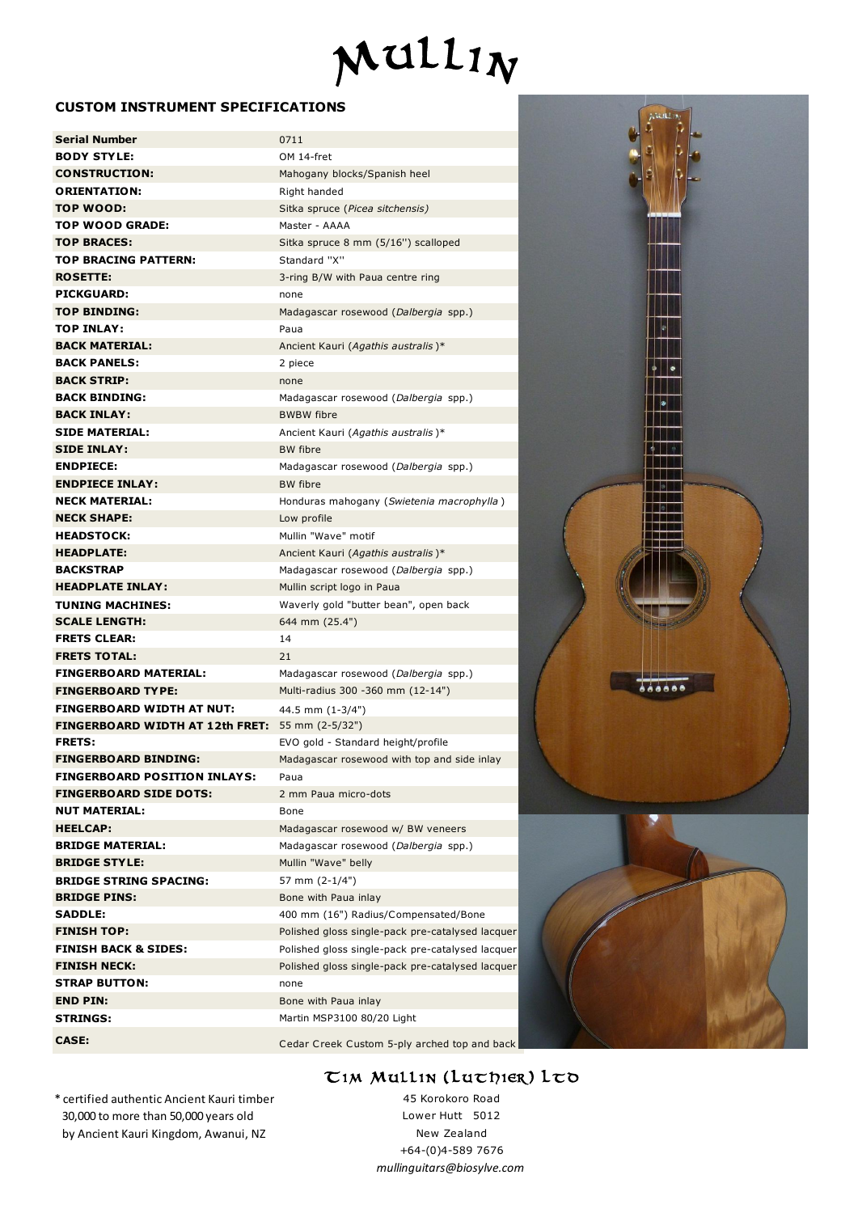# Mullin

## CUSTOM INSTRUMENT SPECIFICATIONS

| Serial Number | 0711 |
|---|---|
| **BODY STYLE:** | OM 14-fret |
| **CONSTRUCTION:** | Mahogany blocks/Spanish heel |
| **ORIENTATION:** | Right handed |
| **TOP WOOD:** | Sitka spruce (*Picea sitchensis*) |
| **TOP WOOD GRADE:** | Master - AAAA |
| **TOP BRACES:** | Sitka spruce 8 mm (5/16'') scalloped |
| **TOP BRACING PATTERN:** | Standard "X" |
| **ROSETTE:** | 3-ring B/W with Paua centre ring |
| **PICKGUARD:** | none |
| **TOP BINDING:** | Madagascar rosewood (*Dalbergia* spp.) |
| **TOP INLAY:** | Paua |
| **BACK MATERIAL:** | Ancient Kauri (*Agathis australis* )* |
| **BACK PANELS:** | 2 piece |
| **BACK STRIP:** | none |
| **BACK BINDING:** | Madagascar rosewood (*Dalbergia* spp.) |
| **BACK INLAY:** | BWBW fibre |
| **SIDE MATERIAL:** | Ancient Kauri (*Agathis australis* )* |
| **SIDE INLAY:** | BW fibre |
| **ENDPIECE:** | Madagascar rosewood (*Dalbergia* spp.) |
| **ENDPIECE INLAY:** | BW fibre |
| **NECK MATERIAL:** | Honduras mahogany (*Swietenia macrophylla* ) |
| **NECK SHAPE:** | Low profile |
| **HEADSTOCK:** | Mullin "Wave" motif |
| **HEADPLATE:** | Ancient Kauri (*Agathis australis* )* |
| **BACKSTRAP** | Madagascar rosewood (*Dalbergia* spp.) |
| **HEADPLATE INLAY:** | Mullin script logo in Paua |
| **TUNING MACHINES:** | Waverly gold "butter bean", open back |
| **SCALE LENGTH:** | 644 mm (25.4") |
| **FRETS CLEAR:** | 14 |
| **FRETS TOTAL:** | 21 |
| **FINGERBOARD MATERIAL:** | Madagascar rosewood (*Dalbergia* spp.) |
| **FINGERBOARD TYPE:** | Multi-radius 300 -360 mm (12-14") |
| **FINGERBOARD WIDTH AT NUT:** | 44.5 mm (1-3/4") |
| **FINGERBOARD WIDTH AT 12th FRET:** | 55 mm (2-5/32") |
| **FRETS:** | EVO gold - Standard height/profile |
| **FINGERBOARD BINDING:** | Madagascar rosewood with top and side inlay |
| **FINGERBOARD POSITION INLAYS:** | Paua |
| **FINGERBOARD SIDE DOTS:** | 2 mm Paua micro-dots |
| **NUT MATERIAL:** | Bone |
| **HEELCAP:** | Madagascar rosewood w/ BW veneers |
| **BRIDGE MATERIAL:** | Madagascar rosewood (*Dalbergia* spp.) |
| **BRIDGE STYLE:** | Mullin "Wave" belly |
| **BRIDGE STRING SPACING:** | 57 mm (2-1/4") |
| **BRIDGE PINS:** | Bone with Paua inlay |
| **SADDLE:** | 400 mm (16") Radius/Compensated/Bone |
| **FINISH TOP:** | Polished gloss single-pack pre-catalysed lacquer |
| **FINISH BACK & SIDES:** | Polished gloss single-pack pre-catalysed lacquer |
| **FINISH NECK:** | Polished gloss single-pack pre-catalysed lacquer |
| **STRAP BUTTON:** | none |
| **END PIN:** | Bone with Paua inlay |
| **STRINGS:** | Martin MSP3100 80/20 Light |
| **CASE:** | Cedar Creek Custom 5-ply arched top and back |

\* certified authentic Ancient Kauri timber 30,000 to more than 50,000 years old by Ancient Kauri Kingdom, Awanui, NZ

**Tim Mullin (Luthier) Ltd**
45 Korokoro Road
Lower Hutt 5012
New Zealand
+64-(0)4-589 7676
*mullinguitars@biosylve.com*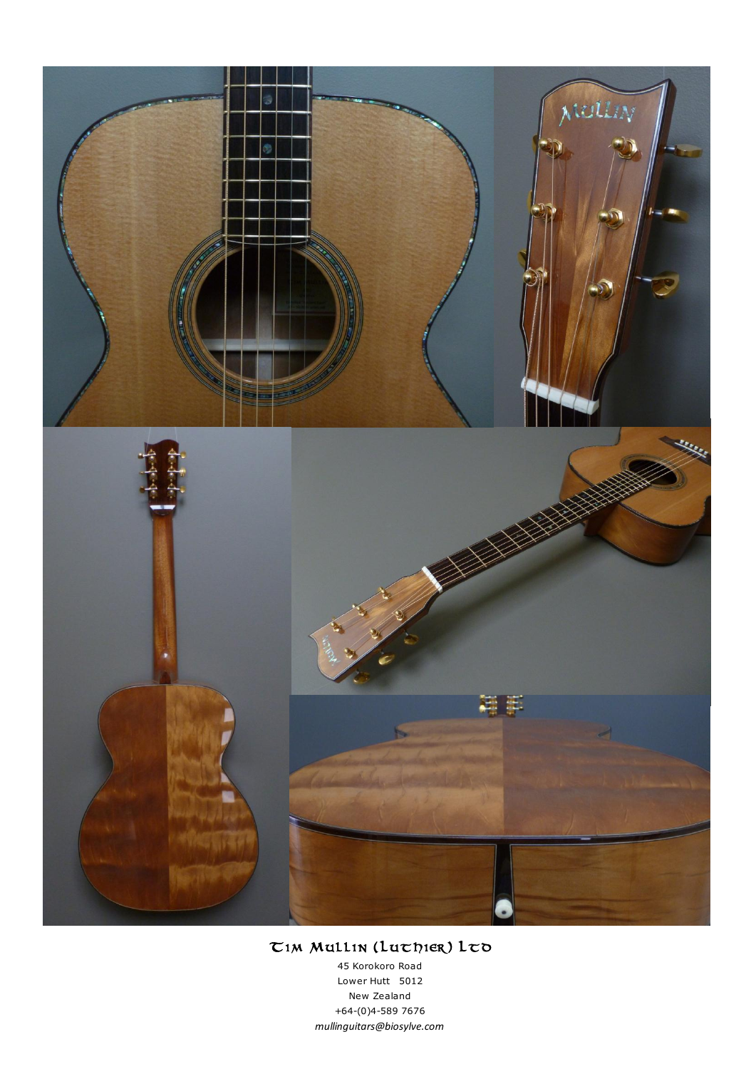**Tim Mullin (Luthier) Ltd**

45 Korokoro Road
Lower Hutt 5012
New Zealand
+64-(0)4-589 7676
*mullinguitars@biosylve.com*